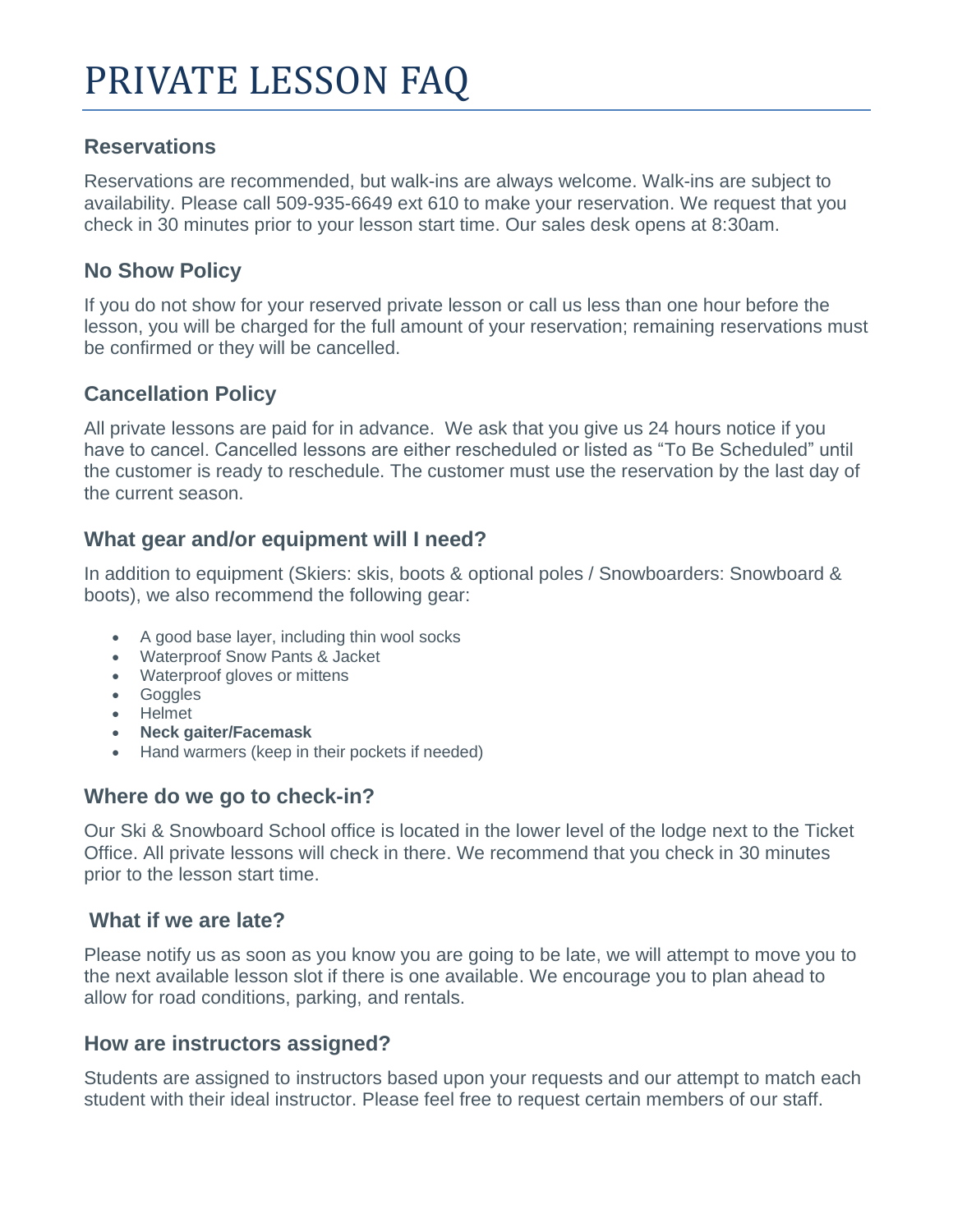# PRIVATE LESSON FAQ

## Reservations

Reservations are recommended, but walk-ins are always welcome. Walk-ins are subject to availability. Please call 509-935-6649 ext 610 to make your reservation. We request that you check in 30 minutes prior to your lesson start time. Our sales desk opens at 8:30am.

## No Show Policy

If you do not show for your reserved private lesson or call us less than one hour before the lesson, you will be charged for the full amount of your reservation; remaining reservations must be confirmed or they will be cancelled.

## Cancellation Policy

All private lessons are paid for in advance. We ask that you give us 24 hours notice if you have to cancel. Cancelled lessons are either rescheduled or listed as "To Be Scheduled" until the customer is ready to reschedule. The customer must use the reservation by the last day of the current season.

## What gear and/or equipment will I need?

In addition to equipment (Skiers: skis, boots & optional poles / Snowboarders: Snowboard & boots), we also recommend the following gear:

- A good base layer, including thin wool socks
- Waterproof Snow Pants & Jacket
- Waterproof gloves or mittens
- Goggles
- Helmet
- **Neck gaiter/Facemask**
- Hand warmers (keep in their pockets if needed)

## Where do we go to check-in?

Our Ski & Snowboard School office is located in the lower level of the lodge next to the Ticket Office. All private lessons will check in there. We recommend that you check in 30 minutes prior to the lesson start time.

## What if we are late?

Please notify us as soon as you know you are going to be late, we will attempt to move you to the next available lesson slot if there is one available. We encourage you to plan ahead to allow for road conditions, parking, and rentals.

## How are instructors assigned?

Students are assigned to instructors based upon your requests and our attempt to match each student with their ideal instructor. Please feel free to request certain members of our staff.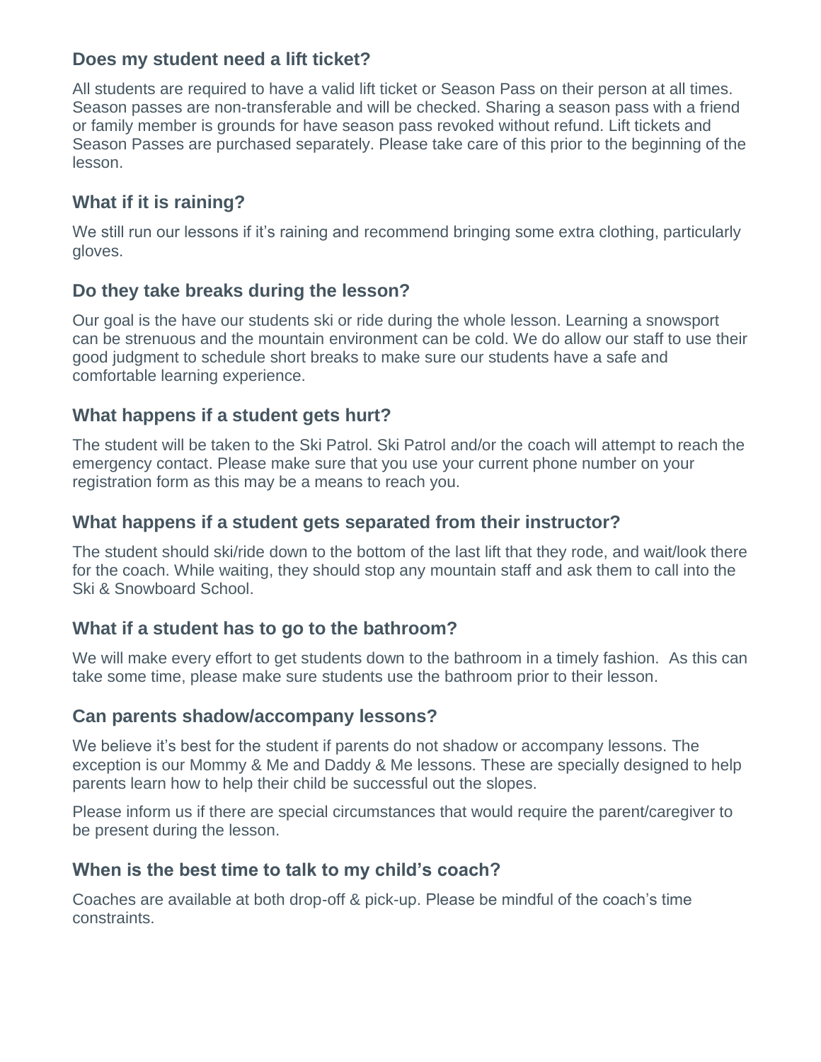### Does my student need a lift ticket?

All students are required to have a valid lift ticket or Season Pass on their person at all times. Season passes are non-transferable and will be checked. Sharing a season pass with a friend or family member is grounds for have season pass revoked without refund. Lift tickets and Season Passes are purchased separately. Please take care of this prior to the beginning of the lesson.

### What if it is raining?

We still run our lessons if it's raining and recommend bringing some extra clothing, particularly gloves.

### Do they take breaks during the lesson?

Our goal is the have our students ski or ride during the whole lesson. Learning a snowsport can be strenuous and the mountain environment can be cold. We do allow our staff to use their good judgment to schedule short breaks to make sure our students have a safe and comfortable learning experience.

### What happens if a student gets hurt?

The student will be taken to the Ski Patrol. Ski Patrol and/or the coach will attempt to reach the emergency contact. Please make sure that you use your current phone number on your registration form as this may be a means to reach you.

### What happens if a student gets separated from their instructor?

The student should ski/ride down to the bottom of the last lift that they rode, and wait/look there for the coach. While waiting, they should stop any mountain staff and ask them to call into the Ski & Snowboard School.

### What if a student has to go to the bathroom?

We will make every effort to get students down to the bathroom in a timely fashion. As this can take some time, please make sure students use the bathroom prior to their lesson.

### Can parents shadow/accompany lessons?

We believe it's best for the student if parents do not shadow or accompany lessons. The exception is our Mommy & Me and Daddy & Me lessons. These are specially designed to help parents learn how to help their child be successful out the slopes.

Please inform us if there are special circumstances that would require the parent/caregiver to be present during the lesson.

### When is the best time to talk to my child's coach?

Coaches are available at both drop-off & pick-up. Please be mindful of the coach's time constraints.